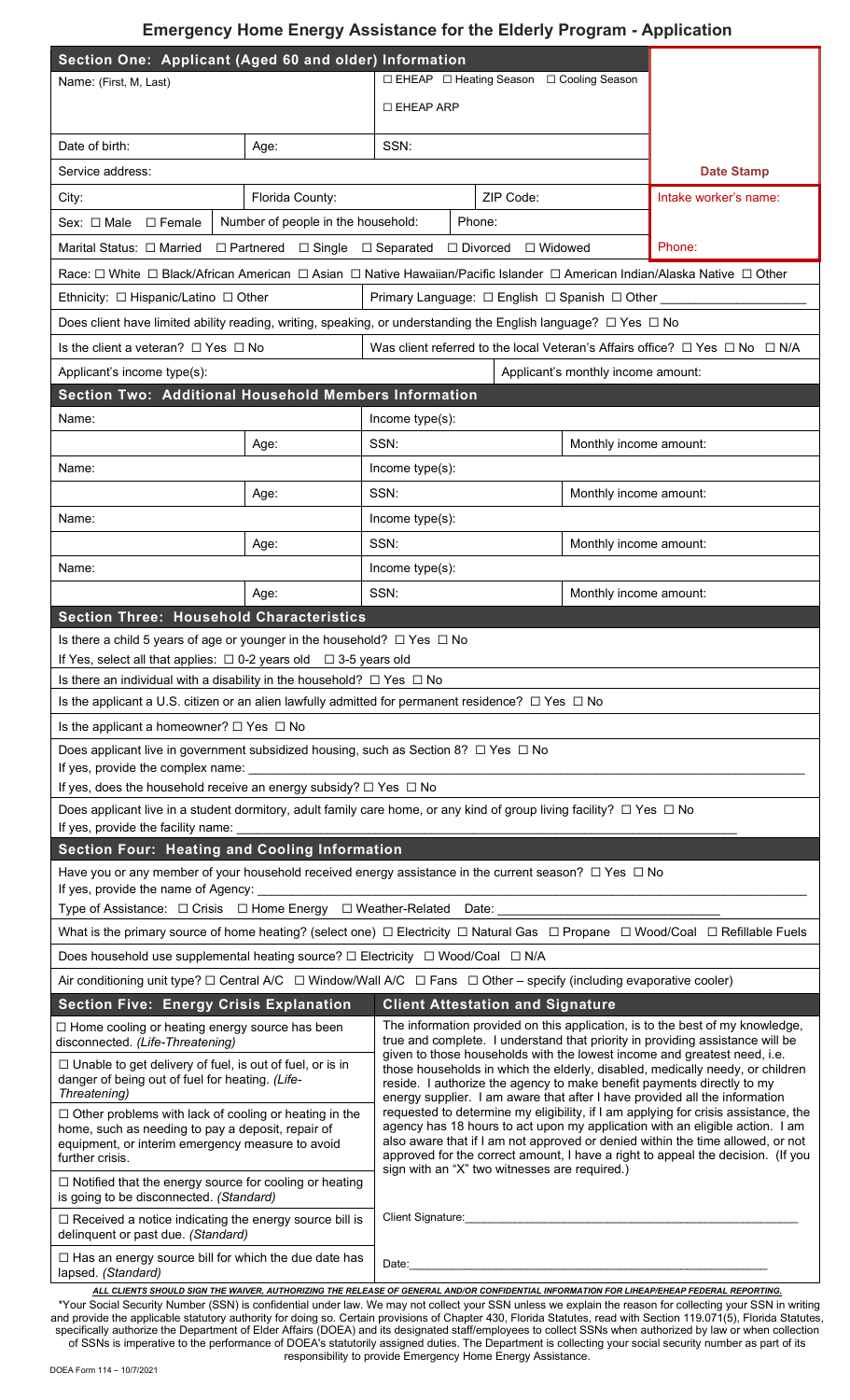# Emergency Home Energy Assistance for the Elderly Program - Application

## Section One: Applicant (Aged 60 and older) Information

| | | | | |
|---|---|---|---|---|
| Name: (First, M, Last) | | ☐ EHEAP ☐ Heating Season ☐ Cooling Season<br>☐ EHEAP ARP | | |
| Date of birth: | Age: | SSN: | | |
| Service address: | | | | **Date Stamp** |
| City: | Florida County: | | ZIP Code: | Intake worker's name: |
| Sex: ☐ Male ☐ Female | Number of people in the household: | Phone: | | |
| Marital Status: ☐ Married ☐ Partnered ☐ Single ☐ Separated ☐ Divorced ☐ Widowed | | | | Phone: |

Race: ☐ White ☐ Black/African American ☐ Asian ☐ Native Hawaiian/Pacific Islander ☐ American Indian/Alaska Native ☐ Other

Ethnicity: ☐ Hispanic/Latino ☐ Other | Primary Language: ☐ English ☐ Spanish ☐ Other ____________________

Does client have limited ability reading, writing, speaking, or understanding the English language? ☐ Yes ☐ No

Is the client a veteran? ☐ Yes ☐ No | Was client referred to the local Veteran's Affairs office? ☐ Yes ☐ No ☐ N/A

Applicant's income type(s): | Applicant's monthly income amount:

## Section Two: Additional Household Members Information

| | | | |
|---|---|---|---|
| Name: | | Income type(s): | |
| | Age: | SSN: | Monthly income amount: |
| Name: | | Income type(s): | |
| | Age: | SSN: | Monthly income amount: |
| Name: | | Income type(s): | |
| | Age: | SSN: | Monthly income amount: |
| Name: | | Income type(s): | |
| | Age: | SSN: | Monthly income amount: |

## Section Three: Household Characteristics

Is there a child 5 years of age or younger in the household? ☐ Yes ☐ No
If Yes, select all that applies: ☐ 0-2 years old ☐ 3-5 years old

Is there an individual with a disability in the household? ☐ Yes ☐ No

Is the applicant a U.S. citizen or an alien lawfully admitted for permanent residence? ☐ Yes ☐ No

Is the applicant a homeowner? ☐ Yes ☐ No

Does applicant live in government subsidized housing, such as Section 8? ☐ Yes ☐ No
If yes, provide the complex name: ____________________
If yes, does the household receive an energy subsidy? ☐ Yes ☐ No

Does applicant live in a student dormitory, adult family care home, or any kind of group living facility? ☐ Yes ☐ No
If yes, provide the facility name: ____________________

## Section Four: Heating and Cooling Information

Have you or any member of your household received energy assistance in the current season? ☐ Yes ☐ No
If yes, provide the name of Agency: ____________________
Type of Assistance: ☐ Crisis ☐ Home Energy ☐ Weather-Related Date: ____________________

What is the primary source of home heating? (select one) ☐ Electricity ☐ Natural Gas ☐ Propane ☐ Wood/Coal ☐ Refillable Fuels

Does household use supplemental heating source? ☐ Electricity ☐ Wood/Coal ☐ N/A

Air conditioning unit type? ☐ Central A/C ☐ Window/Wall A/C ☐ Fans ☐ Other – specify (including evaporative cooler)

## Section Five: Energy Crisis Explanation

☐ Home cooling or heating energy source has been disconnected. *(Life-Threatening)*

☐ Unable to get delivery of fuel, is out of fuel, or is in danger of being out of fuel for heating. *(Life-Threatening)*

☐ Other problems with lack of cooling or heating in the home, such as needing to pay a deposit, repair of equipment, or interim emergency measure to avoid further crisis.

☐ Notified that the energy source for cooling or heating is going to be disconnected. *(Standard)*

☐ Received a notice indicating the energy source bill is delinquent or past due. *(Standard)*

☐ Has an energy source bill for which the due date has lapsed. *(Standard)*

## Client Attestation and Signature

The information provided on this application, is to the best of my knowledge, true and complete. I understand that priority in providing assistance will be given to those households with the lowest income and greatest need, i.e. those households in which the elderly, disabled, medically needy, or children reside. I authorize the agency to make benefit payments directly to my energy supplier. I am aware that after I have provided all the information requested to determine my eligibility, if I am applying for crisis assistance, the agency has 18 hours to act upon my application with an eligible action. I am also aware that if I am not approved or denied within the time allowed, or not approved for the correct amount, I have a right to appeal the decision. (If you sign with an "X" two witnesses are required.)

Client Signature: ____________________

Date: ____________________

***ALL CLIENTS SHOULD SIGN THE WAIVER, AUTHORIZING THE RELEASE OF GENERAL AND/OR CONFIDENTIAL INFORMATION FOR LIHEAP/EHEAP FEDERAL REPORTING.***

*Your Social Security Number (SSN) is confidential under law. We may not collect your SSN unless we explain the reason for collecting your SSN in writing and provide the applicable statutory authority for doing so. Certain provisions of Chapter 430, Florida Statutes, read with Section 119.071(5), Florida Statutes, specifically authorize the Department of Elder Affairs (DOEA) and its designated staff/employees to collect SSNs when authorized by law or when collection of SSNs is imperative to the performance of DOEA's statutorily assigned duties. The Department is collecting your social security number as part of its responsibility to provide Emergency Home Energy Assistance.

DOEA Form 114 – 10/7/2021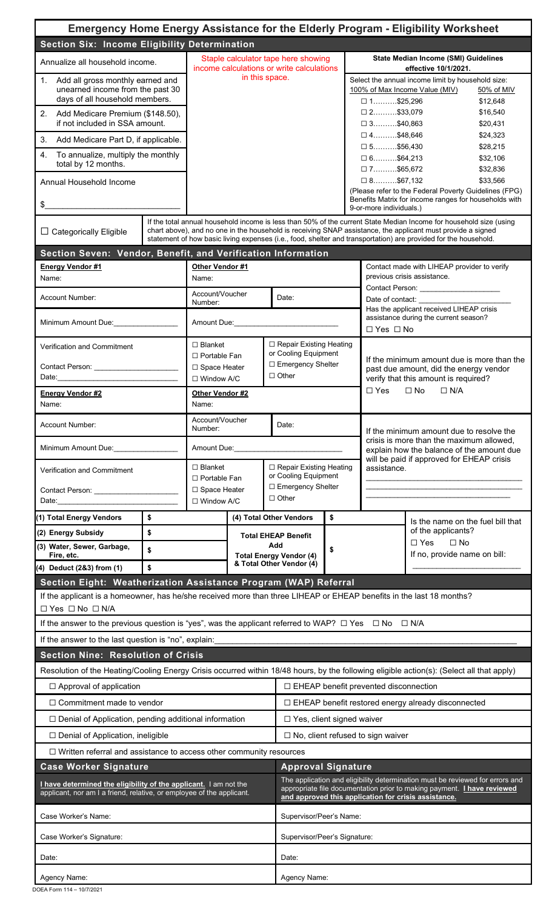# Emergency Home Energy Assistance for the Elderly Program - Eligibility Worksheet

## Section Six: Income Eligibility Determination

Annualize all household income.

1. Add all gross monthly earned and unearned income from the past 30 days of all household members.
2. Add Medicare Premium ($148.50), if not included in SSA amount.
3. Add Medicare Part D, if applicable.
4. To annualize, multiply the monthly total by 12 months.

Annual Household Income

$______________________________

Staple calculator tape here showing income calculations or write calculations in this space.

**State Median Income (SMI) Guidelines effective 10/1/2021.**

Select the annual income limit by household size:

| 100% of Max Income Value (MIV) | 50% of MIV |
|---|---|
| ☐ 1..........$25,296 | $12,648 |
| ☐ 2..........$33,079 | $16,540 |
| ☐ 3..........$40,863 | $20,431 |
| ☐ 4..........$48,646 | $24,323 |
| ☐ 5..........$56,430 | $28,215 |
| ☐ 6..........$64,213 | $32,106 |
| ☐ 7..........$65,672 | $32,836 |
| ☐ 8..........$67,132 | $33,566 |

(Please refer to the Federal Poverty Guidelines (FPG) Benefits Matrix for income ranges for households with 9-or-more individuals.)

☐ Categorically Eligible

If the total annual household income is less than 50% of the current State Median Income for household size (using chart above), and no one in the household is receiving SNAP assistance, the applicant must provide a signed statement of how basic living expenses (i.e., food, shelter and transportation) are provided for the household.

## Section Seven: Vendor, Benefit, and Verification Information

**Energy Vendor #1**
Name:
Account Number:
Minimum Amount Due:________________
Verification and Commitment
Contact Person: ____________________
Date:______________________________

**Other Vendor #1**
Name:
Account/Voucher Number: Date:
Amount Due:__________________________
☐ Blanket ☐ Portable Fan ☐ Space Heater ☐ Window A/C
☐ Repair Existing Heating or Cooling Equipment ☐ Emergency Shelter ☐ Other

Contact made with LIHEAP provider to verify previous crisis assistance.
Contact Person: ___________________
Date of contact: ____________________
Has the applicant received LIHEAP crisis assistance during the current season?
☐ Yes ☐ No

If the minimum amount due is more than the past due amount, did the energy vendor verify that this amount is required?
☐ Yes ☐ No ☐ N/A

**Energy Vendor #2**
Name:
Account Number:
Minimum Amount Due:________________
Verification and Commitment
Contact Person: ____________________
Date:______________________________

**Other Vendor #2**
Name:
Account/Voucher Number: Date:
Amount Due:__________________________
☐ Blanket ☐ Portable Fan ☐ Space Heater ☐ Window A/C
☐ Repair Existing Heating or Cooling Equipment ☐ Emergency Shelter ☐ Other

If the minimum amount due to resolve the crisis is more than the maximum allowed, explain how the balance of the amount due will be paid if approved for EHEAP crisis assistance.
___________________________________

| | | | |
|---|---|---|---|
| (1) Total Energy Vendors | $ | (4) Total Other Vendors | $ |
| (2) Energy Subsidy | $ | Total EHEAP Benefit Add Total Energy Vendor (4) & Total Other Vendor (4) | $ |
| (3) Water, Sewer, Garbage, Fire, etc. | $ | | |
| (4) Deduct (2&3) from (1) | $ | | |

Is the name on the fuel bill that of the applicants?
☐ Yes ☐ No
If no, provide name on bill:
_________________________

## Section Eight: Weatherization Assistance Program (WAP) Referral

If the applicant is a homeowner, has he/she received more than three LIHEAP or EHEAP benefits in the last 18 months?
☐ Yes ☐ No ☐ N/A

If the answer to the previous question is "yes", was the applicant referred to WAP? ☐ Yes ☐ No ☐ N/A

If the answer to the last question is "no", explain:_____________________________________________

## Section Nine: Resolution of Crisis

Resolution of the Heating/Cooling Energy Crisis occurred within 18/48 hours, by the following eligible action(s): (Select all that apply)

| | |
|---|---|
| ☐ Approval of application | ☐ EHEAP benefit prevented disconnection |
| ☐ Commitment made to vendor | ☐ EHEAP benefit restored energy already disconnected |
| ☐ Denial of Application, pending additional information | ☐ Yes, client signed waiver |
| ☐ Denial of Application, ineligible | ☐ No, client refused to sign waiver |
| ☐ Written referral and assistance to access other community resources | |

| Case Worker Signature | Approval Signature |
|---|---|
| **I have determined the eligibility of the applicant.** I am not the applicant, nor am I a friend, relative, or employee of the applicant. | The application and eligibility determination must be reviewed for errors and appropriate file documentation prior to making payment. **I have reviewed and approved this application for crisis assistance.** |
| Case Worker's Name: | Supervisor/Peer's Name: |
| Case Worker's Signature: | Supervisor/Peer's Signature: |
| Date: | Date: |
| Agency Name: | Agency Name: |

DOEA Form 114 – 10/7/2021